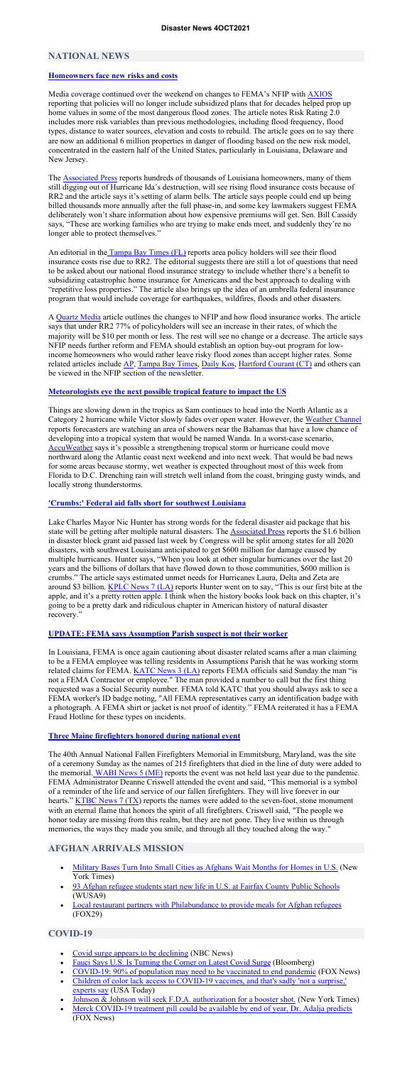# Disaster News 4OCT2021

## NATIONAL NEWS

### Homeowners face new risks and costs

Media coverage continued over the weekend on changes to FEMA's NFIP with AXIOS reporting that policies will no longer include subsidized plans that for decades helped prop up home values in some of the most dangerous flood zones. The article notes Risk Rating 2.0 includes more risk variables than previous methodologies, including flood frequency, flood types, distance to water sources, elevation and costs to rebuild. The article goes on to say there are now an additional 6 million properties in danger of flooding based on the new risk model, concentrated in the eastern half of the United States, particularly in Louisiana, Delaware and New Jersey.

The Associated Press reports hundreds of thousands of Louisiana homeowners, many of them still digging out of Hurricane Ida's destruction, will see rising flood insurance costs because of RR2 and the article says it's setting of alarm bells. The article says people could end up being billed thousands more annually after the full phase-in, and some key lawmakers suggest FEMA deliberately won't share information about how expensive premiums will get. Sen. Bill Cassidy says, "These are working families who are trying to make ends meet, and suddenly they're no longer able to protect themselves."

An editorial in the Tampa Bay Times (FL) reports area policy holders will see their flood insurance costs rise due to RR2. The editorial suggests there are still a lot of questions that need to be asked about our national flood insurance strategy to include whether there's a benefit to subsidizing catastrophic home insurance for Americans and the best approach to dealing with "repetitive loss properties." The article also brings up the idea of an umbrella federal insurance program that would include coverage for earthquakes, wildfires, floods and other disasters.

A Quartz Media article outlines the changes to NFIP and how flood insurance works. The article says that under RR2 77% of policyholders will see an increase in their rates, of which the majority will be $10 per month or less. The rest will see no change or a decrease. The article says NFIP needs further reform and FEMA should establish an option buy-out program for low-income homeowners who would rather leave risky flood zones than accept higher rates. Some related articles include AP, Tampa Bay Times, Daily Kos, Hartford Courant (CT) and others can be viewed in the NFIP section of the newsletter.

### Meteorologists eye the next possible tropical feature to impact the US

Things are slowing down in the tropics as Sam continues to head into the North Atlantic as a Category 2 hurricane while Victor slowly fades over open water. However, the Weather Channel reports forecasters are watching an area of showers near the Bahamas that have a low chance of developing into a tropical system that would be named Wanda. In a worst-case scenario, AccuWeather says it's possible a strengthening tropical storm or hurricane could move northward along the Atlantic coast next weekend and into next week. That would be bad news for some areas because stormy, wet weather is expected throughout most of this week from Florida to D.C. Drenching rain will stretch well inland from the coast, bringing gusty winds, and locally strong thunderstorms.

### 'Crumbs:' Federal aid falls short for southwest Louisiana

Lake Charles Mayor Nic Hunter has strong words for the federal disaster aid package that his state will be getting after multiple natural disasters. The Associated Press reports the $1.6 billion in disaster block grant aid passed last week by Congress will be split among states for all 2020 disasters, with southwest Louisiana anticipated to get $600 million for damage caused by multiple hurricanes. Hunter says, "When you look at other singular hurricanes over the last 20 years and the billions of dollars that have flowed down to those communities, $600 million is crumbs." The article says estimated unmet needs for Hurricanes Laura, Delta and Zeta are around $3 billion. KPLC News 7 (LA) reports Hunter went on to say, "This is our first bite at the apple, and it's a pretty rotten apple. I think when the history books look back on this chapter, it's going to be a pretty dark and ridiculous chapter in American history of natural disaster recovery."

### UPDATE: FEMA says Assumption Parish suspect is not their worker

In Louisiana, FEMA is once again cautioning about disaster related scams after a man claiming to be a FEMA employee was telling residents in Assumptions Parish that he was working storm related claims for FEMA. KATC News 3 (LA) reports FEMA officials said Sunday the man "is not a FEMA Contractor or employee." The man provided a number to call but the first thing requested was a Social Security number. FEMA told KATC that you should always ask to see a FEMA worker's ID badge noting, "All FEMA representatives carry an identification badge with a photograph. A FEMA shirt or jacket is not proof of identity." FEMA reiterated it has a FEMA Fraud Hotline for these types on incidents.

### Three Maine firefighters honored during national event

The 40th Annual National Fallen Firefighters Memorial in Emmitsburg, Maryland, was the site of a ceremony Sunday as the names of 215 firefighters that died in the line of duty were added to the memorial. WABI News 5 (ME) reports the event was not held last year due to the pandemic. FEMA Administrator Deanne Criswell attended the event and said, "This memorial is a symbol of a reminder of the life and service of our fallen firefighters. They will live forever in our hearts." KTBC News 7 (TX) reports the names were added to the seven-foot, stone monument with an eternal flame that honors the spirit of all firefighters. Criswell said, "The people we honor today are missing from this realm, but they are not gone. They live within us through memories, the ways they made you smile, and through all they touched along the way."

## AFGHAN ARRIVALS MISSION

- Military Bases Turn Into Small Cities as Afghans Wait Months for Homes in U.S. (New York Times)
- 93 Afghan refugee students start new life in U.S. at Fairfax County Public Schools (WUSA9)
- Local restaurant partners with Philabundance to provide meals for Afghan refugees (FOX29)

## COVID-19

- Covid surge appears to be declining (NBC News)
- Fauci Says U.S. Is Turning the Corner on Latest Covid Surge (Bloomberg)
- COVID-19: 90% of population may need to be vaccinated to end pandemic (FOX News)
- Children of color lack access to COVID-19 vaccines, and that's sadly 'not a surprise,' experts say (USA Today)
- Johnson & Johnson will seek F.D.A. authorization for a booster shot. (New York Times)
- Merck COVID-19 treatment pill could be available by end of year, Dr. Adalja predicts (FOX News)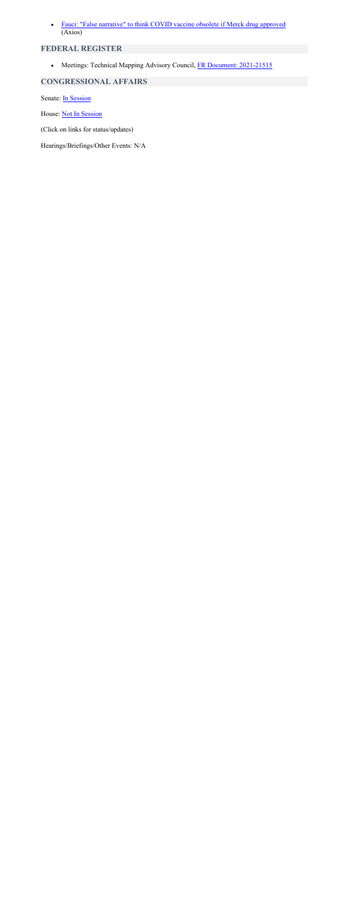- Fauci: "False narrative" to think COVID vaccine obsolete if Merck drug approved (Axios)

## FEDERAL REGISTER

- Meetings: Technical Mapping Advisory Council, FR Document: 2021-21515

## CONGRESSIONAL AFFAIRS

Senate: In Session

House: Not In Session

(Click on links for status/updates)

Hearings/Briefings/Other Events: N/A